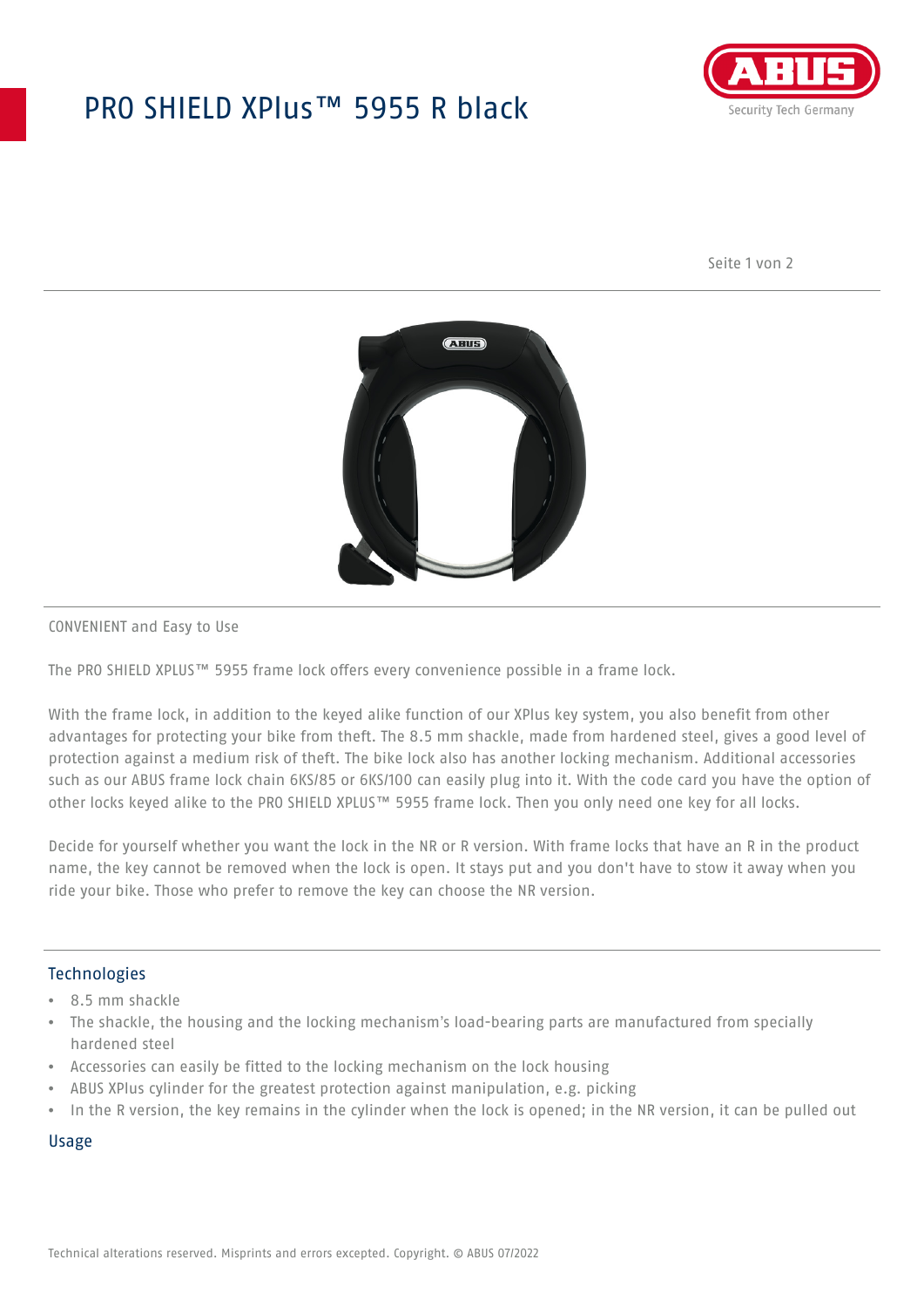# PRO SHIELD XPlus™ 5955 R black

CONVENIENT and Easy to Use

The PRO SHIELD XPLUS™ 5955 frame lock offers every convenience possible in a frame lock.

With the frame lock, in addition to the keyed alike function of our XPlus key system, you also benefit from other advantages for protecting your bike from theft. The 8.5 mm shackle, made from hardened steel, gives a good level of protection against a medium risk of theft. The bike lock also has another locking mechanism. Additional accessories such as our ABUS frame lock chain 6KS/85 or 6KS/100 can easily plug into it. With the code card you have the option of other locks keyed alike to the PRO SHIELD XPLUS™ 5955 frame lock. Then you only need one key for all locks.

Decide for yourself whether you want the lock in the NR or R version. With frame locks that have an R in the product name, the key cannot be removed when the lock is open. It stays put and you don't have to stow it away when you ride your bike. Those who prefer to remove the key can choose the NR version.

## Technologies

- 8.5 mm shackle
- The shackle, the housing and the locking mechanism's load-bearing parts are manufactured from specially hardened steel
- Accessories can easily be fitted to the locking mechanism on the lock housing
- ABUS XPlus cylinder for the greatest protection against manipulation, e.g. picking
- In the R version, the key remains in the cylinder when the lock is opened; in the NR version, it can be pulled out

## Usage

Technical alterations reserved. Misprints and errors excepted. Copyright. © ABUS 07/2022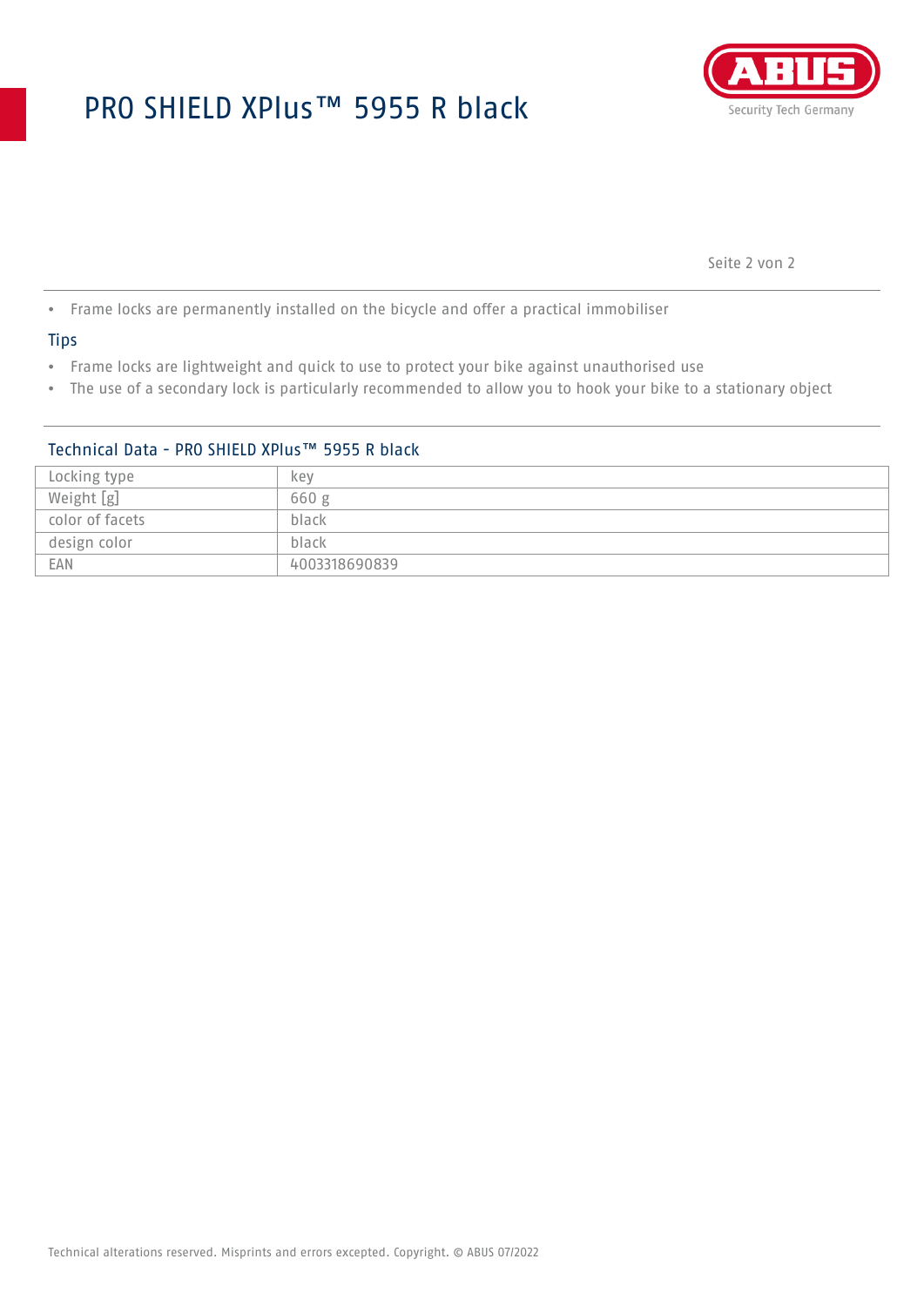- Frame locks are permanently installed on the bicycle and offer a practical immobiliser

## Tips

- Frame locks are lightweight and quick to use to protect your bike against unauthorised use
- The use of a secondary lock is particularly recommended to allow you to hook your bike to a stationary object

## Technical Data - PRO SHIELD XPlus™ 5955 R black

| | |
|---|---|
| Locking type | key |
| Weight [g] | 660 g |
| color of facets | black |
| design color | black |
| EAN | 4003318690839 |

Technical alterations reserved. Misprints and errors excepted. Copyright. © ABUS 07/2022